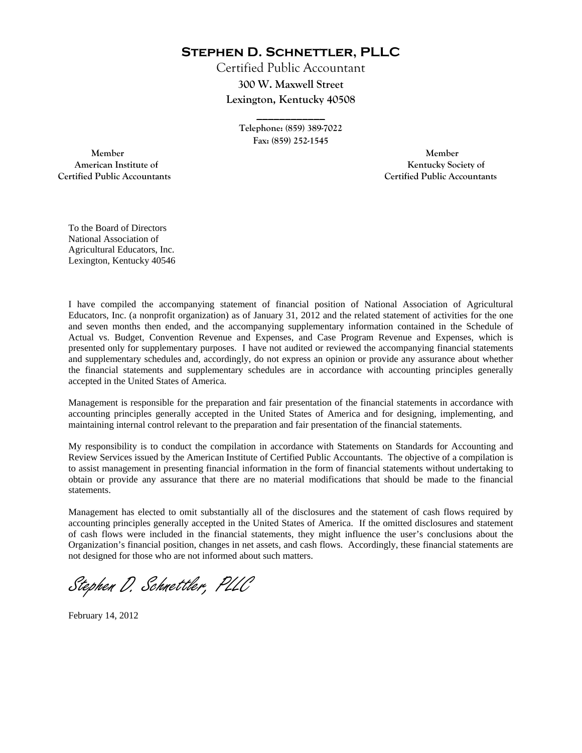# Stephen D. Schnettler, PLLC

Certified Public Accountant

**300 W. Maxwell Street**

**Lexington, Kentucky 40508**

---

**Telephone: (859) 389-7022**

**Fax: (859) 252-1545**

**Member**
**American Institute of**
**Certified Public Accountants**

**Member**
**Kentucky Society of**
**Certified Public Accountants**

To the Board of Directors
National Association of
Agricultural Educators, Inc.
Lexington, Kentucky 40546

I have compiled the accompanying statement of financial position of National Association of Agricultural Educators, Inc. (a nonprofit organization) as of January 31, 2012 and the related statement of activities for the one and seven months then ended, and the accompanying supplementary information contained in the Schedule of Actual vs. Budget, Convention Revenue and Expenses, and Case Program Revenue and Expenses, which is presented only for supplementary purposes. I have not audited or reviewed the accompanying financial statements and supplementary schedules and, accordingly, do not express an opinion or provide any assurance about whether the financial statements and supplementary schedules are in accordance with accounting principles generally accepted in the United States of America.

Management is responsible for the preparation and fair presentation of the financial statements in accordance with accounting principles generally accepted in the United States of America and for designing, implementing, and maintaining internal control relevant to the preparation and fair presentation of the financial statements.

My responsibility is to conduct the compilation in accordance with Statements on Standards for Accounting and Review Services issued by the American Institute of Certified Public Accountants. The objective of a compilation is to assist management in presenting financial information in the form of financial statements without undertaking to obtain or provide any assurance that there are no material modifications that should be made to the financial statements.

Management has elected to omit substantially all of the disclosures and the statement of cash flows required by accounting principles generally accepted in the United States of America. If the omitted disclosures and statement of cash flows were included in the financial statements, they might influence the user's conclusions about the Organization's financial position, changes in net assets, and cash flows. Accordingly, these financial statements are not designed for those who are not informed about such matters.

*Stephen D. Schnettler, PLLC*

February 14, 2012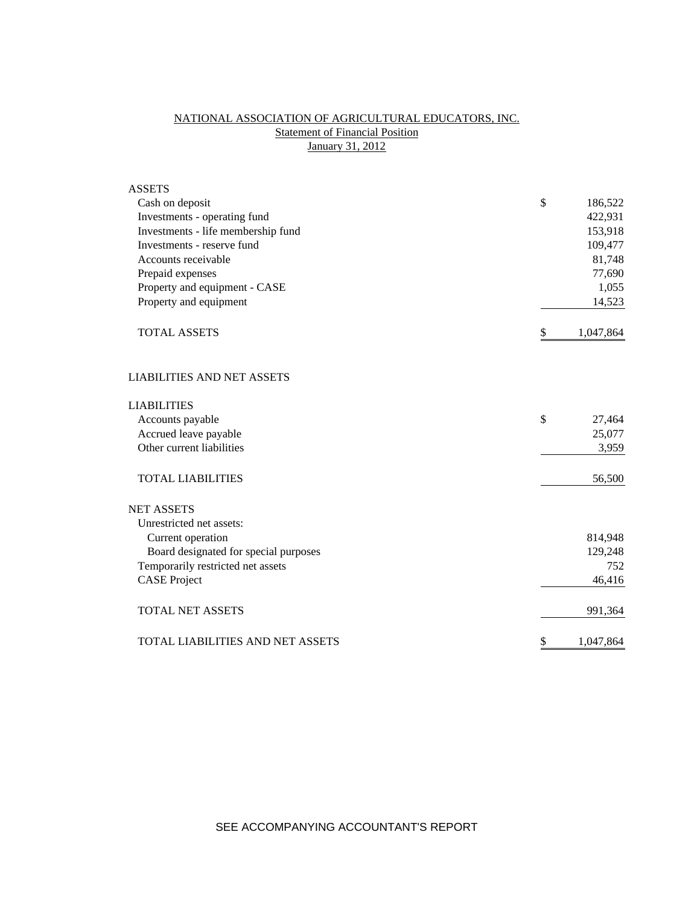# NATIONAL ASSOCIATION OF AGRICULTURAL EDUCATORS, INC.

## Statement of Financial Position

## January 31, 2012

| | | |
|---|---|---|
| ASSETS | | |
| Cash on deposit | $ | 186,522 |
| Investments - operating fund | | 422,931 |
| Investments - life membership fund | | 153,918 |
| Investments - reserve fund | | 109,477 |
| Accounts receivable | | 81,748 |
| Prepaid expenses | | 77,690 |
| Property and equipment - CASE | | 1,055 |
| Property and equipment | | 14,523 |
| TOTAL ASSETS | $ | 1,047,864 |
| | | |
| LIABILITIES AND NET ASSETS | | |
| | | |
| LIABILITIES | | |
| Accounts payable | $ | 27,464 |
| Accrued leave payable | | 25,077 |
| Other current liabilities | | 3,959 |
| TOTAL LIABILITIES | | 56,500 |
| | | |
| NET ASSETS | | |
| Unrestricted net assets: | | |
| Current operation | | 814,948 |
| Board designated for special purposes | | 129,248 |
| Temporarily restricted net assets | | 752 |
| CASE Project | | 46,416 |
| TOTAL NET ASSETS | | 991,364 |
| | | |
| TOTAL LIABILITIES AND NET ASSETS | $ | 1,047,864 |

SEE ACCOMPANYING ACCOUNTANT'S REPORT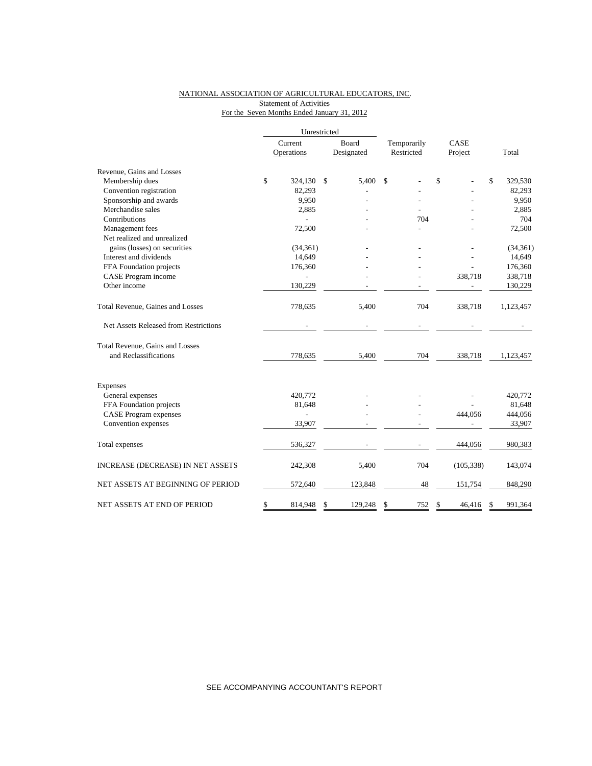NATIONAL ASSOCIATION OF AGRICULTURAL EDUCATORS, INC.

Statement of Activities

For the Seven Months Ended January 31, 2012

| | Unrestricted | | | | |
|---|---|---|---|---|---|
| | Current Operations | Board Designated | Temporarily Restricted | CASE Project | Total |
| **Revenue, Gains and Losses** | | | | | |
| Membership dues | $ 324,130 | $ 5,400 | $ - | $ - | $ 329,530 |
| Convention registration | 82,293 | - | - | - | 82,293 |
| Sponsorship and awards | 9,950 | - | - | - | 9,950 |
| Merchandise sales | 2,885 | - | - | - | 2,885 |
| Contributions | - | - | 704 | - | 704 |
| Management fees | 72,500 | - | - | - | 72,500 |
| Net realized and unrealized gains (losses) on securities | (34,361) | - | - | - | (34,361) |
| Interest and dividends | 14,649 | - | - | - | 14,649 |
| FFA Foundation projects | 176,360 | - | - | - | 176,360 |
| CASE Program income | - | - | - | 338,718 | 338,718 |
| Other income | 130,229 | - | - | - | 130,229 |
| Total Revenue, Gaines and Losses | 778,635 | 5,400 | 704 | 338,718 | 1,123,457 |
| Net Assets Released from Restrictions | - | - | - | - | - |
| Total Revenue, Gains and Losses and Reclassifications | 778,635 | 5,400 | 704 | 338,718 | 1,123,457 |
| **Expenses** | | | | | |
| General expenses | 420,772 | - | - | - | 420,772 |
| FFA Foundation projects | 81,648 | - | - | - | 81,648 |
| CASE Program expenses | - | - | - | 444,056 | 444,056 |
| Convention expenses | 33,907 | - | - | - | 33,907 |
| Total expenses | 536,327 | - | - | 444,056 | 980,383 |
| INCREASE (DECREASE) IN NET ASSETS | 242,308 | 5,400 | 704 | (105,338) | 143,074 |
| NET ASSETS AT BEGINNING OF PERIOD | 572,640 | 123,848 | 48 | 151,754 | 848,290 |
| NET ASSETS AT END OF PERIOD | $ 814,948 | $ 129,248 | $ 752 | $ 46,416 | $ 991,364 |

SEE ACCOMPANYING ACCOUNTANT'S REPORT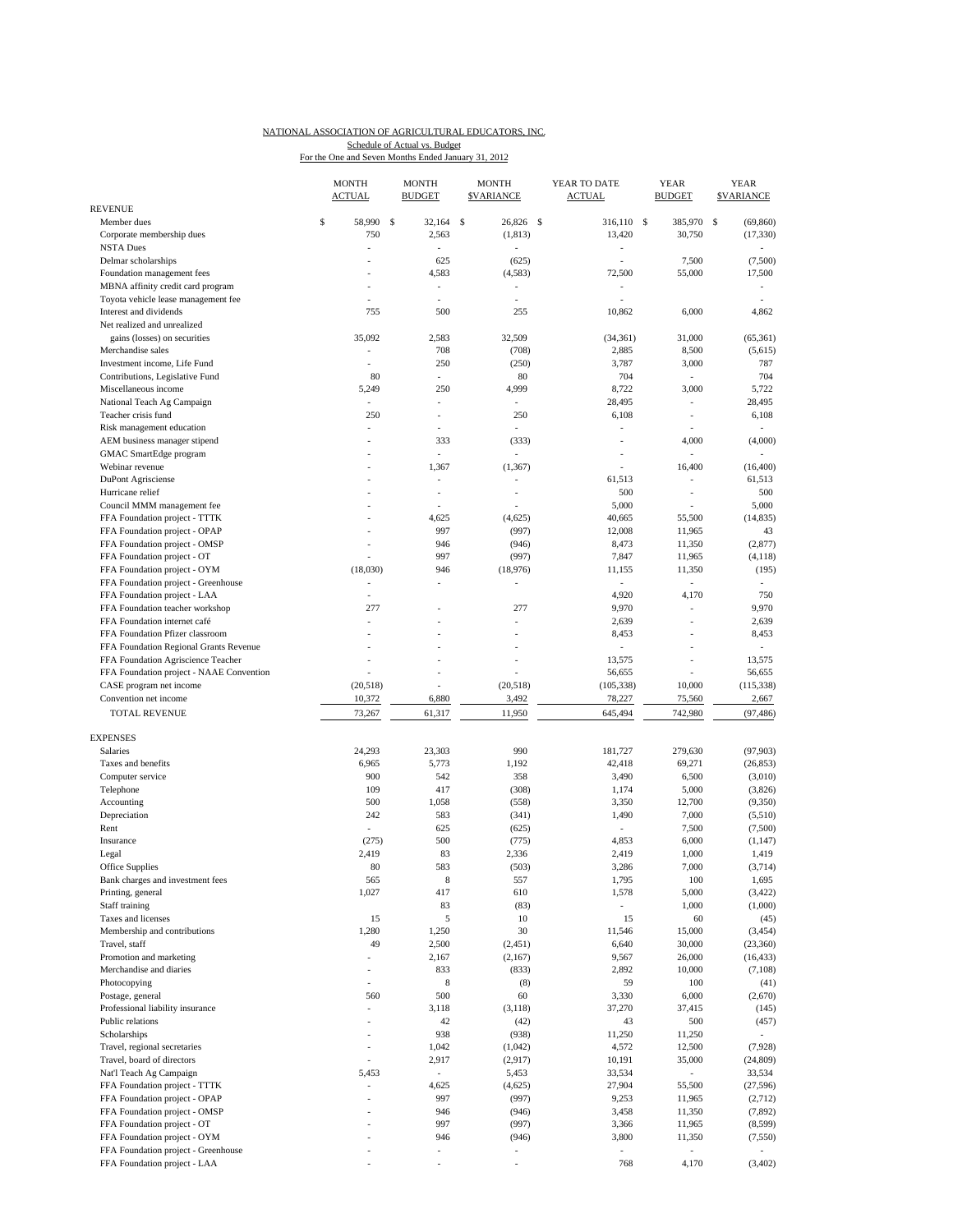NATIONAL ASSOCIATION OF AGRICULTURAL EDUCATORS, INC.

Schedule of Actual vs. Budget

For the One and Seven Months Ended January 31, 2012

| | MONTH ACTUAL | MONTH BUDGET | MONTH $VARIANCE | YEAR TO DATE ACTUAL | YEAR BUDGET | YEAR $VARIANCE |
|---|---|---|---|---|---|---|
| REVENUE | | | | | | |
| Member dues | $ 58,990 | $ 32,164 | $ 26,826 | $ 316,110 | $ 385,970 | $ (69,860) |
| Corporate membership dues | 750 | 2,563 | (1,813) | 13,420 | 30,750 | (17,330) |
| NSTA Dues | - | - | - | - | | - |
| Delmar scholarships | - | 625 | (625) | - | 7,500 | (7,500) |
| Foundation management fees | - | 4,583 | (4,583) | 72,500 | 55,000 | 17,500 |
| MBNA affinity credit card program | - | - | - | - | | - |
| Toyota vehicle lease management fee | - | - | - | - | | - |
| Interest and dividends | 755 | 500 | 255 | 10,862 | 6,000 | 4,862 |
| Net realized and unrealized | | | | | | |
| gains (losses) on securities | 35,092 | 2,583 | 32,509 | (34,361) | 31,000 | (65,361) |
| Merchandise sales | - | 708 | (708) | 2,885 | 8,500 | (5,615) |
| Investment income, Life Fund | - | 250 | (250) | 3,787 | 3,000 | 787 |
| Contributions, Legislative Fund | 80 | - | 80 | 704 | - | 704 |
| Miscellaneous income | 5,249 | 250 | 4,999 | 8,722 | 3,000 | 5,722 |
| National Teach Ag Campaign | - | - | - | 28,495 | - | 28,495 |
| Teacher crisis fund | 250 | - | 250 | 6,108 | - | 6,108 |
| Risk management education | - | - | - | - | - | - |
| AEM business manager stipend | - | 333 | (333) | - | 4,000 | (4,000) |
| GMAC SmartEdge program | - | - | - | - | - | - |
| Webinar revenue | - | 1,367 | (1,367) | - | 16,400 | (16,400) |
| DuPont Agrisciense | - | - | - | 61,513 | - | 61,513 |
| Hurricane relief | - | - | - | 500 | - | 500 |
| Council MMM management fee | - | - | - | 5,000 | - | 5,000 |
| FFA Foundation project - TTTK | - | 4,625 | (4,625) | 40,665 | 55,500 | (14,835) |
| FFA Foundation project - OPAP | - | 997 | (997) | 12,008 | 11,965 | 43 |
| FFA Foundation project - OMSP | - | 946 | (946) | 8,473 | 11,350 | (2,877) |
| FFA Foundation project - OT | - | 997 | (997) | 7,847 | 11,965 | (4,118) |
| FFA Foundation project - OYM | (18,030) | 946 | (18,976) | 11,155 | 11,350 | (195) |
| FFA Foundation project - Greenhouse | - | - | - | - | - | - |
| FFA Foundation project - LAA | - | | | 4,920 | 4,170 | 750 |
| FFA Foundation teacher workshop | 277 | - | 277 | 9,970 | - | 9,970 |
| FFA Foundation internet café | - | - | - | 2,639 | - | 2,639 |
| FFA Foundation Pfizer classroom | - | - | - | 8,453 | - | 8,453 |
| FFA Foundation Regional Grants Revenue | - | - | - | - | - | - |
| FFA Foundation Agriscience Teacher | - | - | - | 13,575 | - | 13,575 |
| FFA Foundation project - NAAE Convention | - | - | - | 56,655 | - | 56,655 |
| CASE program net income | (20,518) | - | (20,518) | (105,338) | 10,000 | (115,338) |
| Convention net income | 10,372 | 6,880 | 3,492 | 78,227 | 75,560 | 2,667 |
| TOTAL REVENUE | 73,267 | 61,317 | 11,950 | 645,494 | 742,980 | (97,486) |
| EXPENSES | | | | | | |
| Salaries | 24,293 | 23,303 | 990 | 181,727 | 279,630 | (97,903) |
| Taxes and benefits | 6,965 | 5,773 | 1,192 | 42,418 | 69,271 | (26,853) |
| Computer service | 900 | 542 | 358 | 3,490 | 6,500 | (3,010) |
| Telephone | 109 | 417 | (308) | 1,174 | 5,000 | (3,826) |
| Accounting | 500 | 1,058 | (558) | 3,350 | 12,700 | (9,350) |
| Depreciation | 242 | 583 | (341) | 1,490 | 7,000 | (5,510) |
| Rent | - | 625 | (625) | - | 7,500 | (7,500) |
| Insurance | (275) | 500 | (775) | 4,853 | 6,000 | (1,147) |
| Legal | 2,419 | 83 | 2,336 | 2,419 | 1,000 | 1,419 |
| Office Supplies | 80 | 583 | (503) | 3,286 | 7,000 | (3,714) |
| Bank charges and investment fees | 565 | 8 | 557 | 1,795 | 100 | 1,695 |
| Printing, general | 1,027 | 417 | 610 | 1,578 | 5,000 | (3,422) |
| Staff training | | 83 | (83) | - | 1,000 | (1,000) |
| Taxes and licenses | 15 | 5 | 10 | 15 | 60 | (45) |
| Membership and contributions | 1,280 | 1,250 | 30 | 11,546 | 15,000 | (3,454) |
| Travel, staff | 49 | 2,500 | (2,451) | 6,640 | 30,000 | (23,360) |
| Promotion and marketing | - | 2,167 | (2,167) | 9,567 | 26,000 | (16,433) |
| Merchandise and diaries | - | 833 | (833) | 2,892 | 10,000 | (7,108) |
| Photocopying | - | 8 | (8) | 59 | 100 | (41) |
| Postage, general | 560 | 500 | 60 | 3,330 | 6,000 | (2,670) |
| Professional liability insurance | - | 3,118 | (3,118) | 37,270 | 37,415 | (145) |
| Public relations | - | 42 | (42) | 43 | 500 | (457) |
| Scholarships | - | 938 | (938) | 11,250 | 11,250 | - |
| Travel, regional secretaries | - | 1,042 | (1,042) | 4,572 | 12,500 | (7,928) |
| Travel, board of directors | - | 2,917 | (2,917) | 10,191 | 35,000 | (24,809) |
| Nat'l Teach Ag Campaign | 5,453 | - | 5,453 | 33,534 | - | 33,534 |
| FFA Foundation project - TTTK | - | 4,625 | (4,625) | 27,904 | 55,500 | (27,596) |
| FFA Foundation project - OPAP | - | 997 | (997) | 9,253 | 11,965 | (2,712) |
| FFA Foundation project - OMSP | - | 946 | (946) | 3,458 | 11,350 | (7,892) |
| FFA Foundation project - OT | - | 997 | (997) | 3,366 | 11,965 | (8,599) |
| FFA Foundation project - OYM | - | 946 | (946) | 3,800 | 11,350 | (7,550) |
| FFA Foundation project - Greenhouse | - | - | - | - | - | - |
| FFA Foundation project - LAA | - | - | - | 768 | 4,170 | (3,402) |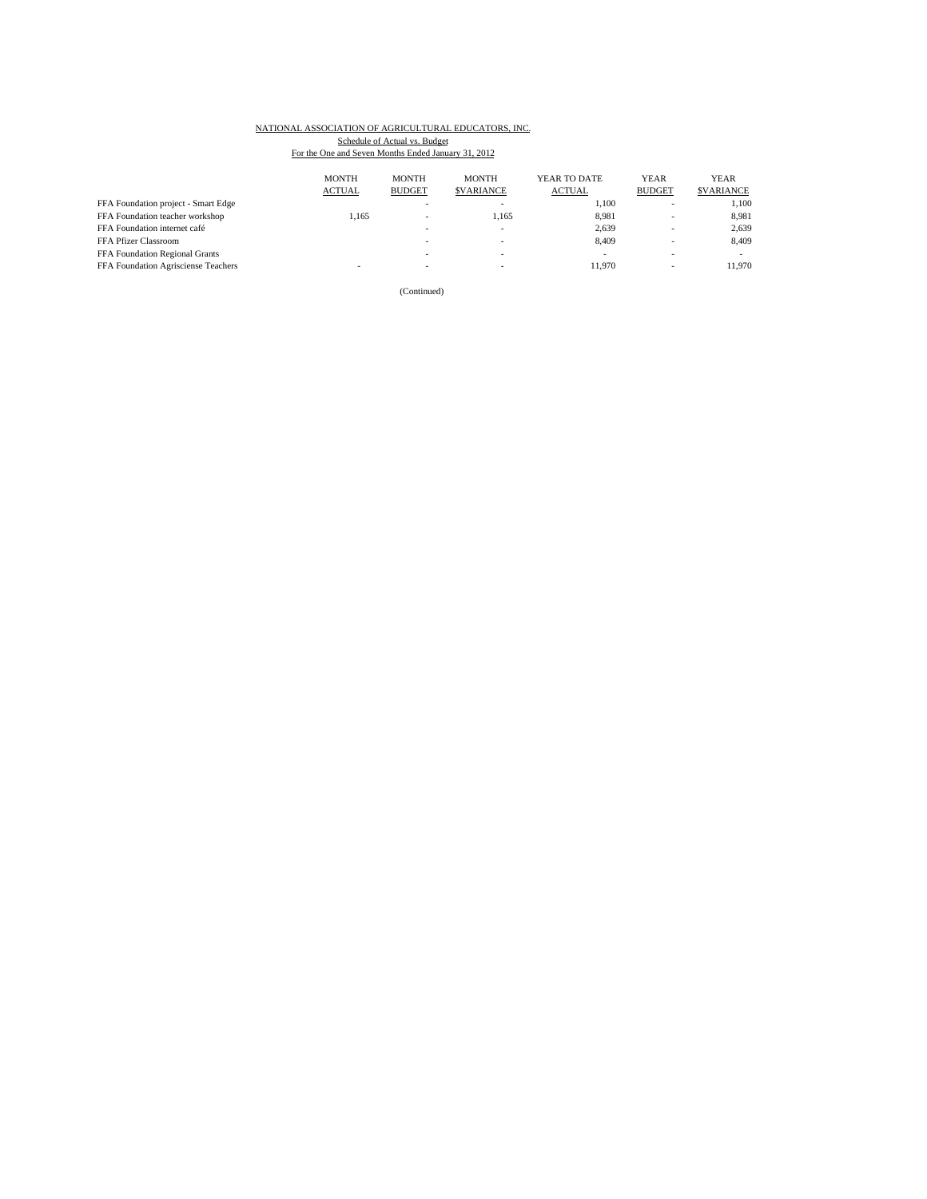NATIONAL ASSOCIATION OF AGRICULTURAL EDUCATORS, INC.

Schedule of Actual vs. Budget

For the One and Seven Months Ended January 31, 2012

| | MONTH ACTUAL | MONTH BUDGET | MONTH $VARIANCE | YEAR TO DATE ACTUAL | YEAR BUDGET | YEAR $VARIANCE |
|---|---|---|---|---|---|---|
| FFA Foundation project - Smart Edge | | - | - | 1,100 | - | 1,100 |
| FFA Foundation teacher workshop | 1,165 | - | 1,165 | 8,981 | - | 8,981 |
| FFA Foundation internet café | | - | - | 2,639 | - | 2,639 |
| FFA Pfizer Classroom | | - | - | 8,409 | - | 8,409 |
| FFA Foundation Regional Grants | | - | - | - | - | - |
| FFA Foundation Agrisciense Teachers | - | - | - | 11,970 | - | 11,970 |

(Continued)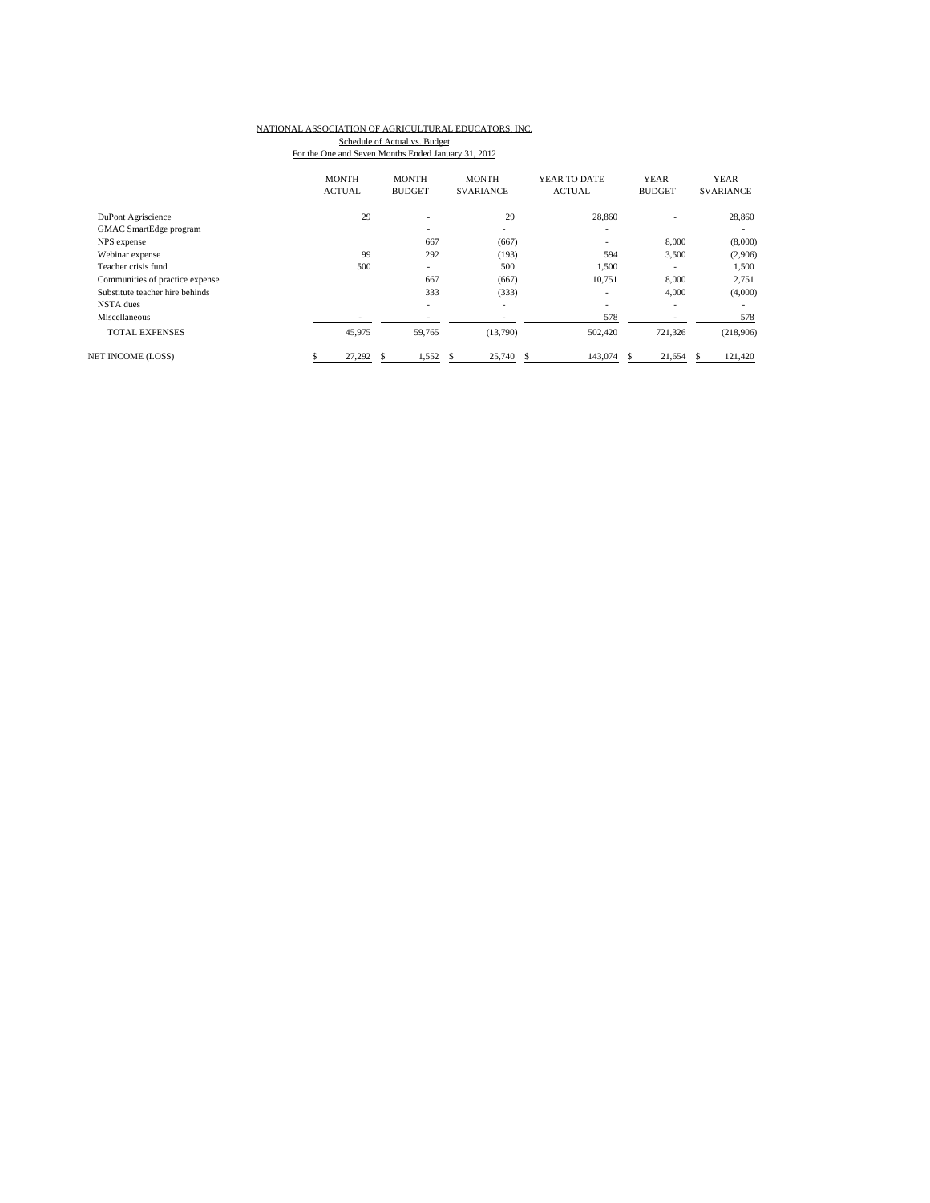NATIONAL ASSOCIATION OF AGRICULTURAL EDUCATORS, INC.

Schedule of Actual vs. Budget

For the One and Seven Months Ended January 31, 2012

| | MONTH ACTUAL | MONTH BUDGET | MONTH $VARIANCE | YEAR TO DATE ACTUAL | YEAR BUDGET | YEAR $VARIANCE |
|---|---|---|---|---|---|---|
| DuPont Agriscience | 29 | - | 29 | 28,860 | - | 28,860 |
| GMAC SmartEdge program | | - | - | - | | - |
| NPS expense | | 667 | (667) | - | 8,000 | (8,000) |
| Webinar expense | 99 | 292 | (193) | 594 | 3,500 | (2,906) |
| Teacher crisis fund | 500 | - | 500 | 1,500 | - | 1,500 |
| Communities of practice expense | | 667 | (667) | 10,751 | 8,000 | 2,751 |
| Substitute teacher hire behinds | | 333 | (333) | - | 4,000 | (4,000) |
| NSTA dues | | - | - | - | - | - |
| Miscellaneous | - | - | - | 578 | - | 578 |
| TOTAL EXPENSES | 45,975 | 59,765 | (13,790) | 502,420 | 721,326 | (218,906) |
| NET INCOME (LOSS) | $ 27,292 | $ 1,552 | $ 25,740 | $ 143,074 | $ 21,654 | $ 121,420 |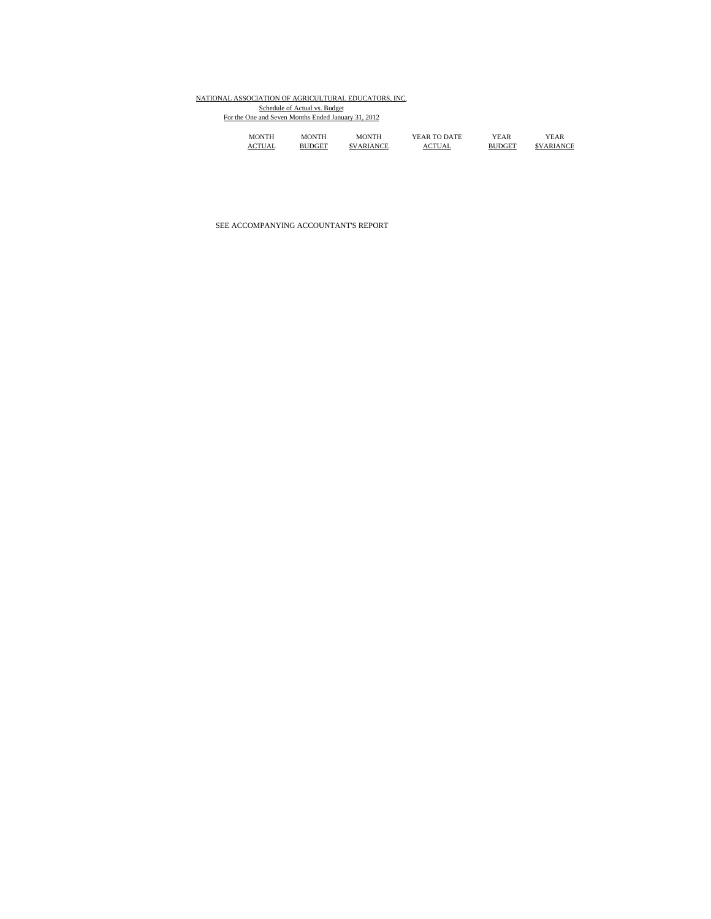NATIONAL ASSOCIATION OF AGRICULTURAL EDUCATORS, INC.

Schedule of Actual vs. Budget

For the One and Seven Months Ended January 31, 2012

| MONTH ACTUAL | MONTH BUDGET | MONTH $VARIANCE | YEAR TO DATE ACTUAL | YEAR BUDGET | YEAR $VARIANCE |
|---|---|---|---|---|---|

SEE ACCOMPANYING ACCOUNTANT'S REPORT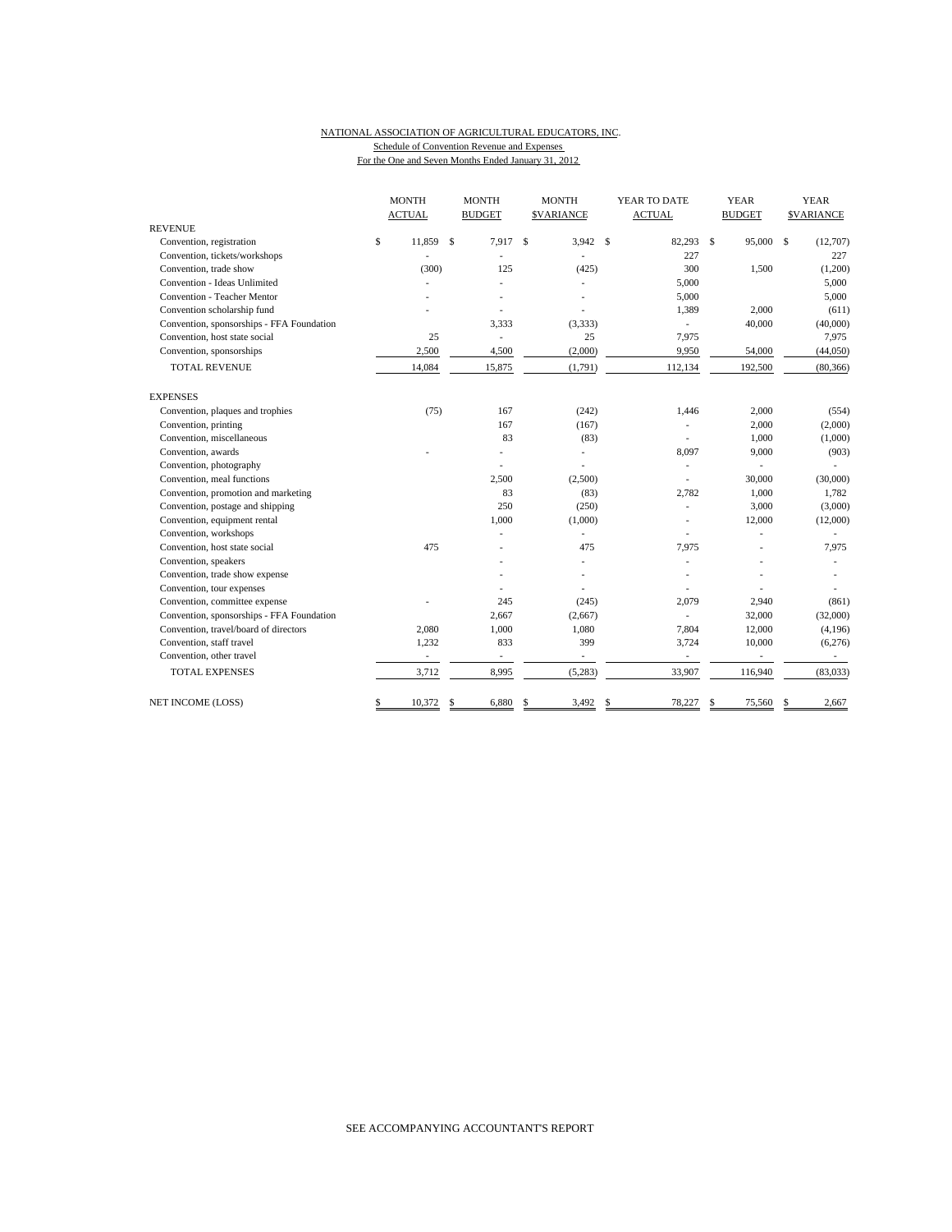NATIONAL ASSOCIATION OF AGRICULTURAL EDUCATORS, INC.

Schedule of Convention Revenue and Expenses

For the One and Seven Months Ended January 31, 2012

| | MONTH ACTUAL | MONTH BUDGET | MONTH $VARIANCE | YEAR TO DATE ACTUAL | YEAR BUDGET | YEAR $VARIANCE |
|---|---|---|---|---|---|---|
| REVENUE | | | | | | |
| Convention, registration | $ 11,859 | $ 7,917 | $ 3,942 | $ 82,293 | $ 95,000 | $ (12,707) |
| Convention, tickets/workshops | - | - | - | 227 | | 227 |
| Convention, trade show | (300) | 125 | (425) | 300 | 1,500 | (1,200) |
| Convention - Ideas Unlimited | - | - | - | 5,000 | | 5,000 |
| Convention - Teacher Mentor | - | - | - | 5,000 | | 5,000 |
| Convention scholarship fund | - | - | - | 1,389 | 2,000 | (611) |
| Convention, sponsorships - FFA Foundation | | 3,333 | (3,333) | - | 40,000 | (40,000) |
| Convention, host state social | 25 | - | 25 | 7,975 | | 7,975 |
| Convention, sponsorships | 2,500 | 4,500 | (2,000) | 9,950 | 54,000 | (44,050) |
| TOTAL REVENUE | 14,084 | 15,875 | (1,791) | 112,134 | 192,500 | (80,366) |
| EXPENSES | | | | | | |
| Convention, plaques and trophies | (75) | 167 | (242) | 1,446 | 2,000 | (554) |
| Convention, printing | | 167 | (167) | - | 2,000 | (2,000) |
| Convention, miscellaneous | | 83 | (83) | - | 1,000 | (1,000) |
| Convention, awards | - | - | - | 8,097 | 9,000 | (903) |
| Convention, photography | | - | - | - | - | - |
| Convention, meal functions | | 2,500 | (2,500) | - | 30,000 | (30,000) |
| Convention, promotion and marketing | | 83 | (83) | 2,782 | 1,000 | 1,782 |
| Convention, postage and shipping | | 250 | (250) | - | 3,000 | (3,000) |
| Convention, equipment rental | | 1,000 | (1,000) | - | 12,000 | (12,000) |
| Convention, workshops | | - | - | - | - | - |
| Convention, host state social | 475 | - | 475 | 7,975 | - | 7,975 |
| Convention, speakers | | - | - | - | - | - |
| Convention, trade show expense | | - | - | - | - | - |
| Convention, tour expenses | | - | - | - | - | - |
| Convention, committee expense | - | 245 | (245) | 2,079 | 2,940 | (861) |
| Convention, sponsorships - FFA Foundation | | 2,667 | (2,667) | - | 32,000 | (32,000) |
| Convention, travel/board of directors | 2,080 | 1,000 | 1,080 | 7,804 | 12,000 | (4,196) |
| Convention, staff travel | 1,232 | 833 | 399 | 3,724 | 10,000 | (6,276) |
| Convention, other travel | - | - | - | - | - | - |
| TOTAL EXPENSES | 3,712 | 8,995 | (5,283) | 33,907 | 116,940 | (83,033) |
| NET INCOME (LOSS) | $ 10,372 | $ 6,880 | $ 3,492 | $ 78,227 | $ 75,560 | $ 2,667 |

SEE ACCOMPANYING ACCOUNTANT'S REPORT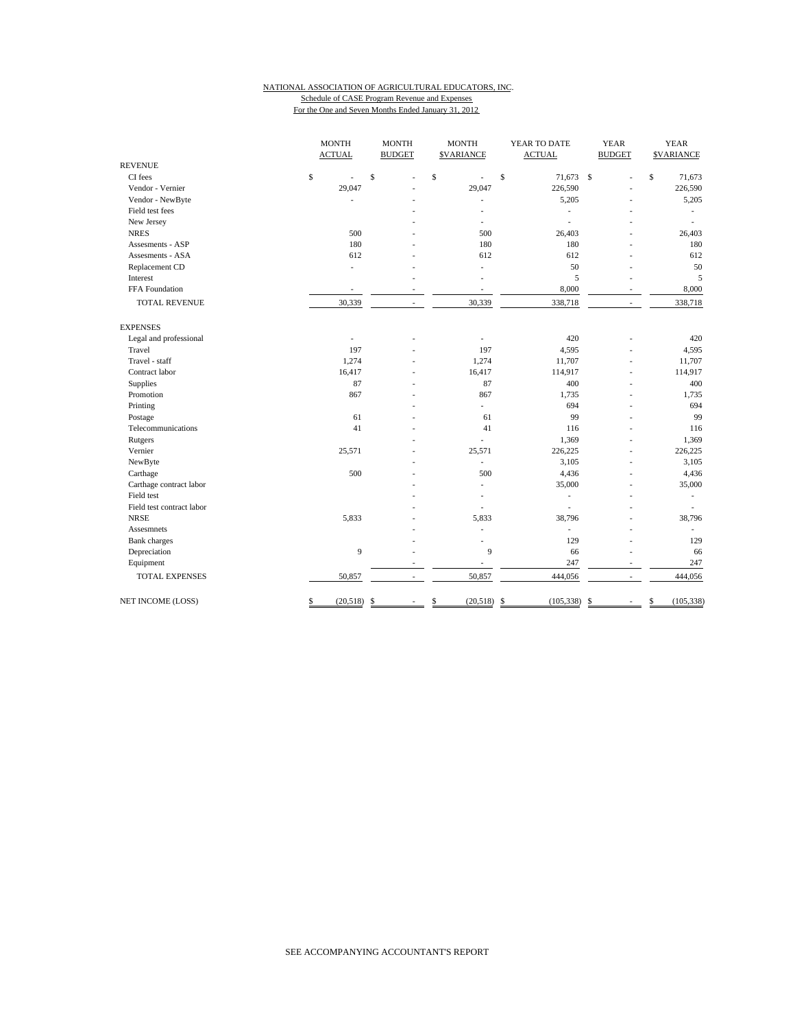NATIONAL ASSOCIATION OF AGRICULTURAL EDUCATORS, INC.

Schedule of CASE Program Revenue and Expenses

For the One and Seven Months Ended January 31, 2012

| | MONTH ACTUAL | MONTH BUDGET | MONTH $VARIANCE | YEAR TO DATE ACTUAL | YEAR BUDGET | YEAR $VARIANCE |
|---|---|---|---|---|---|---|
| REVENUE | | | | | | |
| CI fees | $ - | $ - | $ - | $ 71,673 | $ - | $ 71,673 |
| Vendor - Vernier | 29,047 | - | 29,047 | 226,590 | - | 226,590 |
| Vendor - NewByte | - | - | - | 5,205 | - | 5,205 |
| Field test fees | | - | - | - | - | - |
| New Jersey | | - | - | - | - | - |
| NRES | 500 | - | 500 | 26,403 | - | 26,403 |
| Assesments - ASP | 180 | - | 180 | 180 | - | 180 |
| Assesments - ASA | 612 | - | 612 | 612 | - | 612 |
| Replacement CD | - | - | - | 50 | - | 50 |
| Interest | | - | - | 5 | - | 5 |
| FFA Foundation | - | - | - | 8,000 | - | 8,000 |
| TOTAL REVENUE | 30,339 | - | 30,339 | 338,718 | - | 338,718 |
| EXPENSES | | | | | | |
| Legal and professional | - | - | - | 420 | - | 420 |
| Travel | 197 | - | 197 | 4,595 | - | 4,595 |
| Travel - staff | 1,274 | - | 1,274 | 11,707 | - | 11,707 |
| Contract labor | 16,417 | - | 16,417 | 114,917 | - | 114,917 |
| Supplies | 87 | - | 87 | 400 | - | 400 |
| Promotion | 867 | - | 867 | 1,735 | - | 1,735 |
| Printing | | - | - | 694 | - | 694 |
| Postage | 61 | - | 61 | 99 | - | 99 |
| Telecommunications | 41 | - | 41 | 116 | - | 116 |
| Rutgers | | - | - | 1,369 | - | 1,369 |
| Vernier | 25,571 | - | 25,571 | 226,225 | - | 226,225 |
| NewByte | | - | - | 3,105 | - | 3,105 |
| Carthage | 500 | - | 500 | 4,436 | - | 4,436 |
| Carthage contract labor | | - | - | 35,000 | - | 35,000 |
| Field test | | - | - | - | - | - |
| Field test contract labor | | - | - | - | - | - |
| NRSE | 5,833 | - | 5,833 | 38,796 | - | 38,796 |
| Assesmnets | | - | - | - | - | - |
| Bank charges | | - | - | 129 | - | 129 |
| Depreciation | 9 | - | 9 | 66 | - | 66 |
| Equipment | | - | - | 247 | - | 247 |
| TOTAL EXPENSES | 50,857 | - | 50,857 | 444,056 | - | 444,056 |
| NET INCOME (LOSS) | $ (20,518) | $ - | $ (20,518) | $ (105,338) | $ - | $ (105,338) |

SEE ACCOMPANYING ACCOUNTANT'S REPORT